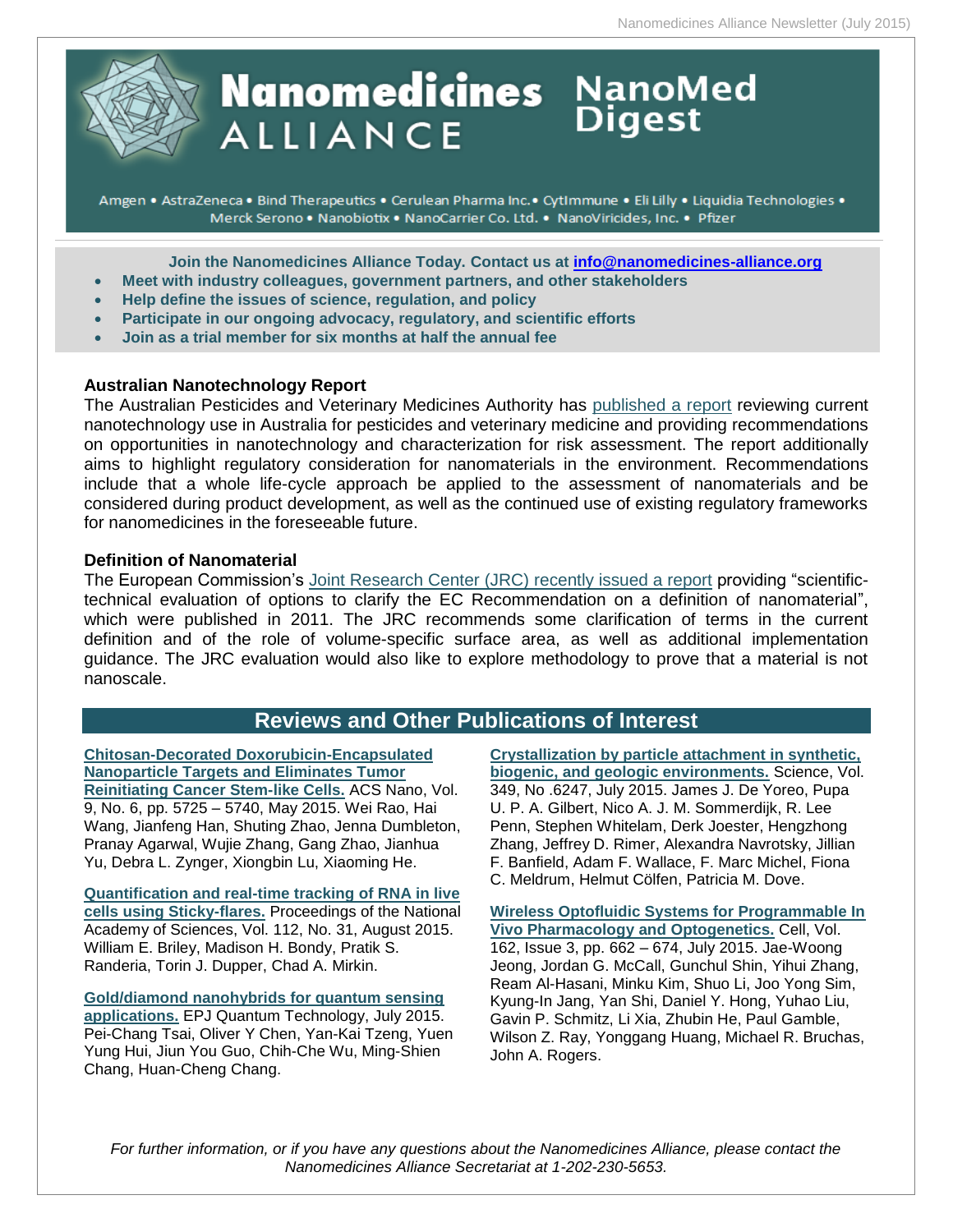# Nanomedicines ALLIANCE NanoMed Digest

Amgen • AstraZeneca • Bind Therapeutics • Cerulean Pharma Inc.• CytImmune • Eli Lilly • Liquidia Technologies • Merck Serono • Nanobiotix • NanoCarrier Co. Ltd. • NanoViricides, Inc. • Pfizer

**Join the Nanomedicines Alliance Today. Contact us at info@nanomedicines-alliance.org**

- **Meet with industry colleagues, government partners, and other stakeholders**
- **Help define the issues of science, regulation, and policy**
- **Participate in our ongoing advocacy, regulatory, and scientific efforts**
- **Join as a trial member for six months at half the annual fee**

### Australian Nanotechnology Report

The Australian Pesticides and Veterinary Medicines Authority has published a report reviewing current nanotechnology use in Australia for pesticides and veterinary medicine and providing recommendations on opportunities in nanotechnology and characterization for risk assessment. The report additionally aims to highlight regulatory consideration for nanomaterials in the environment. Recommendations include that a whole life-cycle approach be applied to the assessment of nanomaterials and be considered during product development, as well as the continued use of existing regulatory frameworks for nanomedicines in the foreseeable future.

### Definition of Nanomaterial

The European Commission's Joint Research Center (JRC) recently issued a report providing "scientific-technical evaluation of options to clarify the EC Recommendation on a definition of nanomaterial", which were published in 2011. The JRC recommends some clarification of terms in the current definition and of the role of volume-specific surface area, as well as additional implementation guidance. The JRC evaluation would also like to explore methodology to prove that a material is not nanoscale.

## Reviews and Other Publications of Interest

**Chitosan-Decorated Doxorubicin-Encapsulated Nanoparticle Targets and Eliminates Tumor Reinitiating Cancer Stem-like Cells.** ACS Nano, Vol. 9, No. 6, pp. 5725 – 5740, May 2015. Wei Rao, Hai Wang, Jianfeng Han, Shuting Zhao, Jenna Dumbleton, Pranay Agarwal, Wujie Zhang, Gang Zhao, Jianhua Yu, Debra L. Zynger, Xiongbin Lu, Xiaoming He.

**Quantification and real-time tracking of RNA in live cells using Sticky-flares.** Proceedings of the National Academy of Sciences, Vol. 112, No. 31, August 2015. William E. Briley, Madison H. Bondy, Pratik S. Randeria, Torin J. Dupper, Chad A. Mirkin.

**Gold/diamond nanohybrids for quantum sensing applications.** EPJ Quantum Technology, July 2015. Pei-Chang Tsai, Oliver Y Chen, Yan-Kai Tzeng, Yuen Yung Hui, Jiun You Guo, Chih-Che Wu, Ming-Shien Chang, Huan-Cheng Chang.

**Crystallization by particle attachment in synthetic, biogenic, and geologic environments.** Science, Vol. 349, No .6247, July 2015. James J. De Yoreo, Pupa U. P. A. Gilbert, Nico A. J. M. Sommerdijk, R. Lee Penn, Stephen Whitelam, Derk Joester, Hengzhong Zhang, Jeffrey D. Rimer, Alexandra Navrotsky, Jillian F. Banfield, Adam F. Wallace, F. Marc Michel, Fiona C. Meldrum, Helmut Cölfen, Patricia M. Dove.

**Wireless Optofluidic Systems for Programmable In Vivo Pharmacology and Optogenetics.** Cell, Vol. 162, Issue 3, pp. 662 – 674, July 2015. Jae-Woong Jeong, Jordan G. McCall, Gunchul Shin, Yihui Zhang, Ream Al-Hasani, Minku Kim, Shuo Li, Joo Yong Sim, Kyung-In Jang, Yan Shi, Daniel Y. Hong, Yuhao Liu, Gavin P. Schmitz, Li Xia, Zhubin He, Paul Gamble, Wilson Z. Ray, Yonggang Huang, Michael R. Bruchas, John A. Rogers.

*For further information, or if you have any questions about the Nanomedicines Alliance, please contact the Nanomedicines Alliance Secretariat at 1-202-230-5653.*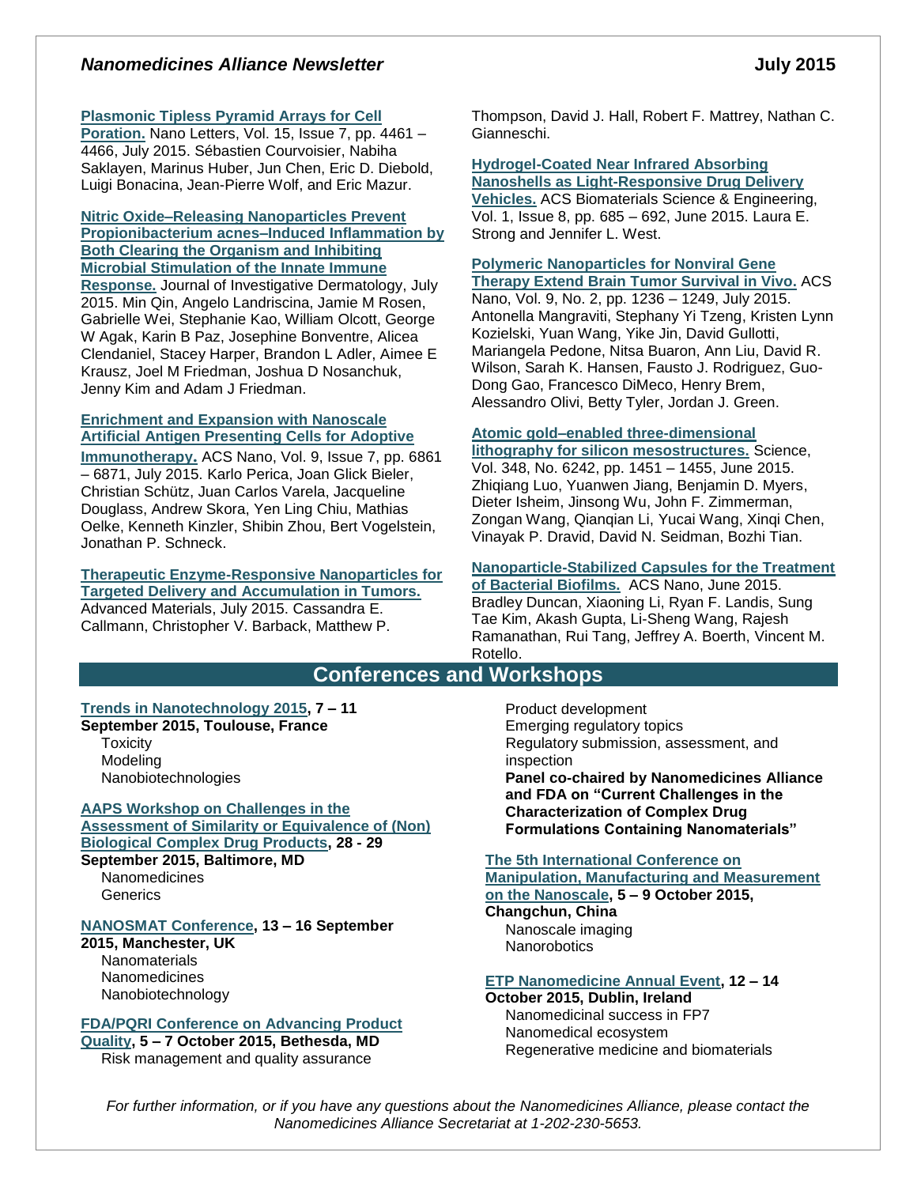**Plasmonic Tipless Pyramid Arrays for Cell Poration.** Nano Letters, Vol. 15, Issue 7, pp. 4461 – 4466, July 2015. Sébastien Courvoisier, Nabiha Saklayen, Marinus Huber, Jun Chen, Eric D. Diebold, Luigi Bonacina, Jean-Pierre Wolf, and Eric Mazur.

**Nitric Oxide–Releasing Nanoparticles Prevent Propionibacterium acnes–Induced Inflammation by Both Clearing the Organism and Inhibiting Microbial Stimulation of the Innate Immune Response.** Journal of Investigative Dermatology, July 2015. Min Qin, Angelo Landriscina, Jamie M Rosen, Gabrielle Wei, Stephanie Kao, William Olcott, George W Agak, Karin B Paz, Josephine Bonventre, Alicea Clendaniel, Stacey Harper, Brandon L Adler, Aimee E Krausz, Joel M Friedman, Joshua D Nosanchuk, Jenny Kim and Adam J Friedman.

**Enrichment and Expansion with Nanoscale Artificial Antigen Presenting Cells for Adoptive Immunotherapy.** ACS Nano, Vol. 9, Issue 7, pp. 6861 – 6871, July 2015. Karlo Perica, Joan Glick Bieler, Christian Schütz, Juan Carlos Varela, Jacqueline Douglass, Andrew Skora, Yen Ling Chiu, Mathias Oelke, Kenneth Kinzler, Shibin Zhou, Bert Vogelstein, Jonathan P. Schneck.

**Therapeutic Enzyme-Responsive Nanoparticles for Targeted Delivery and Accumulation in Tumors.** Advanced Materials, July 2015. Cassandra E. Callmann, Christopher V. Barback, Matthew P. Thompson, David J. Hall, Robert F. Mattrey, Nathan C. Gianneschi.

**Hydrogel-Coated Near Infrared Absorbing Nanoshells as Light-Responsive Drug Delivery Vehicles.** ACS Biomaterials Science & Engineering, Vol. 1, Issue 8, pp. 685 – 692, June 2015. Laura E. Strong and Jennifer L. West.

**Polymeric Nanoparticles for Nonviral Gene Therapy Extend Brain Tumor Survival in Vivo.** ACS Nano, Vol. 9, No. 2, pp. 1236 – 1249, July 2015. Antonella Mangraviti, Stephany Yi Tzeng, Kristen Lynn Kozielski, Yuan Wang, Yike Jin, David Gullotti, Mariangela Pedone, Nitsa Buaron, Ann Liu, David R. Wilson, Sarah K. Hansen, Fausto J. Rodriguez, Guo-Dong Gao, Francesco DiMeco, Henry Brem, Alessandro Olivi, Betty Tyler, Jordan J. Green.

**Atomic gold–enabled three-dimensional lithography for silicon mesostructures.** Science, Vol. 348, No. 6242, pp. 1451 – 1455, June 2015. Zhiqiang Luo, Yuanwen Jiang, Benjamin D. Myers, Dieter Isheim, Jinsong Wu, John F. Zimmerman, Zongan Wang, Qianqian Li, Yucai Wang, Xinqi Chen, Vinayak P. Dravid, David N. Seidman, Bozhi Tian.

**Nanoparticle-Stabilized Capsules for the Treatment of Bacterial Biofilms.** ACS Nano, June 2015. Bradley Duncan, Xiaoning Li, Ryan F. Landis, Sung Tae Kim, Akash Gupta, Li-Sheng Wang, Rajesh Ramanathan, Rui Tang, Jeffrey A. Boerth, Vincent M. Rotello.

## Conferences and Workshops

**Trends in Nanotechnology 2015, 7 – 11 September 2015, Toulouse, France**

- Toxicity
- Modeling
- Nanobiotechnologies

**AAPS Workshop on Challenges in the Assessment of Similarity or Equivalence of (Non) Biological Complex Drug Products, 28 - 29 September 2015, Baltimore, MD**

- Nanomedicines
- Generics

**NANOSMAT Conference, 13 – 16 September 2015, Manchester, UK**

- Nanomaterials
- Nanomedicines
- Nanobiotechnology

**FDA/PQRI Conference on Advancing Product Quality, 5 – 7 October 2015, Bethesda, MD**

- Risk management and quality assurance
- Product development
- Emerging regulatory topics
- Regulatory submission, assessment, and inspection
- **Panel co-chaired by Nanomedicines Alliance and FDA on "Current Challenges in the Characterization of Complex Drug Formulations Containing Nanomaterials"**

**The 5th International Conference on Manipulation, Manufacturing and Measurement on the Nanoscale, 5 – 9 October 2015, Changchun, China**

- Nanoscale imaging
- Nanorobotics

**ETP Nanomedicine Annual Event, 12 – 14 October 2015, Dublin, Ireland**

- Nanomedicinal success in FP7
- Nanomedical ecosystem
- Regenerative medicine and biomaterials

*For further information, or if you have any questions about the Nanomedicines Alliance, please contact the Nanomedicines Alliance Secretariat at 1-202-230-5653.*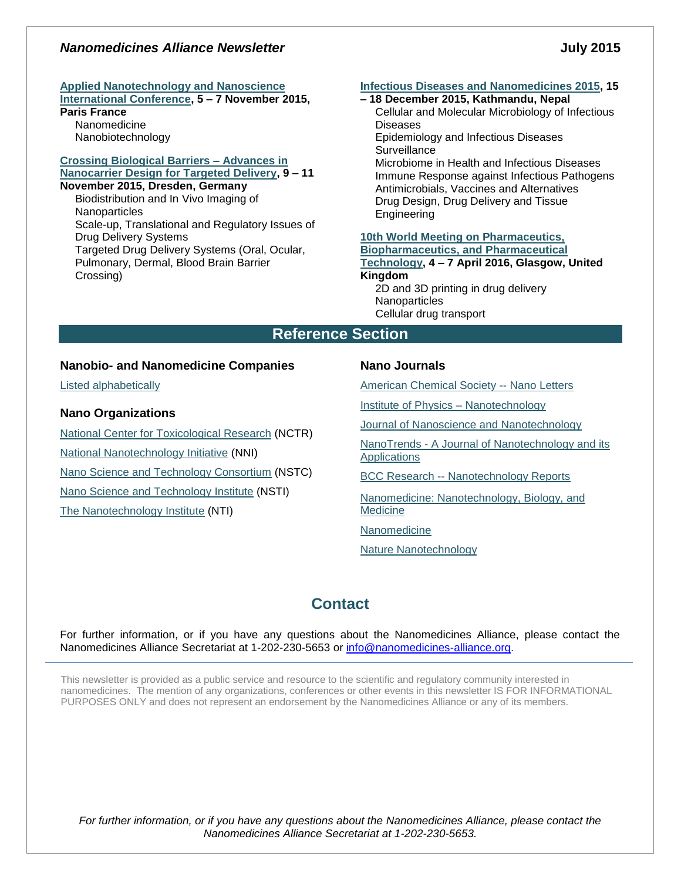**Applied Nanotechnology and Nanoscience International Conference, 5 – 7 November 2015, Paris France**

- Nanomedicine
- Nanobiotechnology

**Crossing Biological Barriers – Advances in Nanocarrier Design for Targeted Delivery, 9 – 11 November 2015, Dresden, Germany**

- Biodistribution and In Vivo Imaging of Nanoparticles
- Scale-up, Translational and Regulatory Issues of Drug Delivery Systems
- Targeted Drug Delivery Systems (Oral, Ocular, Pulmonary, Dermal, Blood Brain Barrier Crossing)

**Infectious Diseases and Nanomedicines 2015, 15 – 18 December 2015, Kathmandu, Nepal**

- Cellular and Molecular Microbiology of Infectious Diseases
- Epidemiology and Infectious Diseases Surveillance
- Microbiome in Health and Infectious Diseases
- Immune Response against Infectious Pathogens
- Antimicrobials, Vaccines and Alternatives
- Drug Design, Drug Delivery and Tissue Engineering

**10th World Meeting on Pharmaceutics, Biopharmaceutics, and Pharmaceutical Technology, 4 – 7 April 2016, Glasgow, United Kingdom**

- 2D and 3D printing in drug delivery
- Nanoparticles
- Cellular drug transport

## Reference Section

### Nanobio- and Nanomedicine Companies

Listed alphabetically

### Nano Organizations

National Center for Toxicological Research (NCTR)

National Nanotechnology Initiative (NNI)

Nano Science and Technology Consortium (NSTC)

Nano Science and Technology Institute (NSTI)

The Nanotechnology Institute (NTI)

### Nano Journals

American Chemical Society -- Nano Letters

Institute of Physics – Nanotechnology

Journal of Nanoscience and Nanotechnology

NanoTrends - A Journal of Nanotechnology and its Applications

BCC Research -- Nanotechnology Reports

Nanomedicine: Nanotechnology, Biology, and Medicine

Nanomedicine

Nature Nanotechnology

## Contact

For further information, or if you have any questions about the Nanomedicines Alliance, please contact the Nanomedicines Alliance Secretariat at 1-202-230-5653 or info@nanomedicines-alliance.org.

---

This newsletter is provided as a public service and resource to the scientific and regulatory community interested in nanomedicines. The mention of any organizations, conferences or other events in this newsletter IS FOR INFORMATIONAL PURPOSES ONLY and does not represent an endorsement by the Nanomedicines Alliance or any of its members.